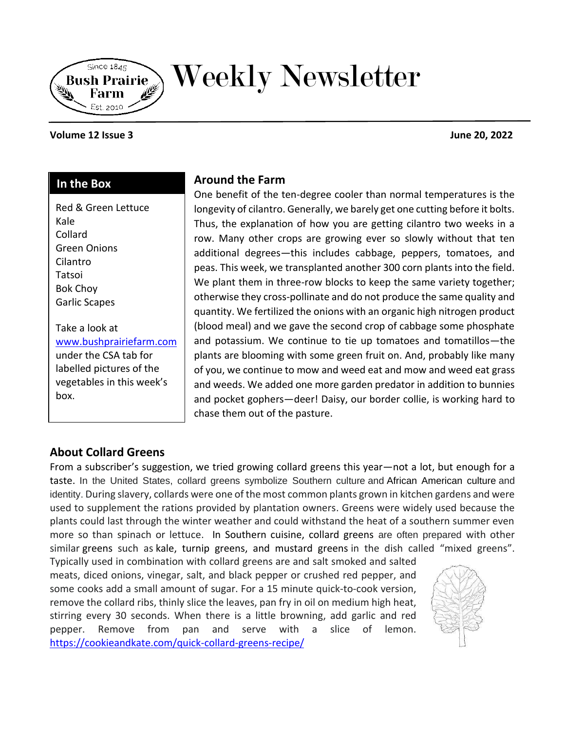# Weekly Newsletter

Bush Prairie Farm — Since 1845 — Est. 2010

**Volume 12 Issue 3** **June 20, 2022**

## In the Box

Red & Green Lettuce
Kale
Collard
Green Onions
Cilantro
Tatsoi
Bok Choy
Garlic Scapes

Take a look at [www.bushprairiefarm.com](http://www.bushprairiefarm.com) under the CSA tab for labelled pictures of the vegetables in this week's box.

## Around the Farm

One benefit of the ten-degree cooler than normal temperatures is the longevity of cilantro. Generally, we barely get one cutting before it bolts. Thus, the explanation of how you are getting cilantro two weeks in a row. Many other crops are growing ever so slowly without that ten additional degrees—this includes cabbage, peppers, tomatoes, and peas. This week, we transplanted another 300 corn plants into the field. We plant them in three-row blocks to keep the same variety together; otherwise they cross-pollinate and do not produce the same quality and quantity. We fertilized the onions with an organic high nitrogen product (blood meal) and we gave the second crop of cabbage some phosphate and potassium. We continue to tie up tomatoes and tomatillos—the plants are blooming with some green fruit on. And, probably like many of you, we continue to mow and weed eat and mow and weed eat grass and weeds. We added one more garden predator in addition to bunnies and pocket gophers—deer! Daisy, our border collie, is working hard to chase them out of the pasture.

## About Collard Greens

From a subscriber's suggestion, we tried growing collard greens this year—not a lot, but enough for a taste. In the United States, collard greens symbolize Southern culture and African American culture and identity. During slavery, collards were one of the most common plants grown in kitchen gardens and were used to supplement the rations provided by plantation owners. Greens were widely used because the plants could last through the winter weather and could withstand the heat of a southern summer even more so than spinach or lettuce. In Southern cuisine, collard greens are often prepared with other similar greens such as kale, turnip greens, and mustard greens in the dish called "mixed greens". Typically used in combination with collard greens are and salt smoked and salted meats, diced onions, vinegar, salt, and black pepper or crushed red pepper, and some cooks add a small amount of sugar. For a 15 minute quick-to-cook version, remove the collard ribs, thinly slice the leaves, pan fry in oil on medium high heat, stirring every 30 seconds. When there is a little browning, add garlic and red pepper. Remove from pan and serve with a slice of lemon. [https://cookieandkate.com/quick-collard-greens-recipe/](https://cookieandkate.com/quick-collard-greens-recipe/)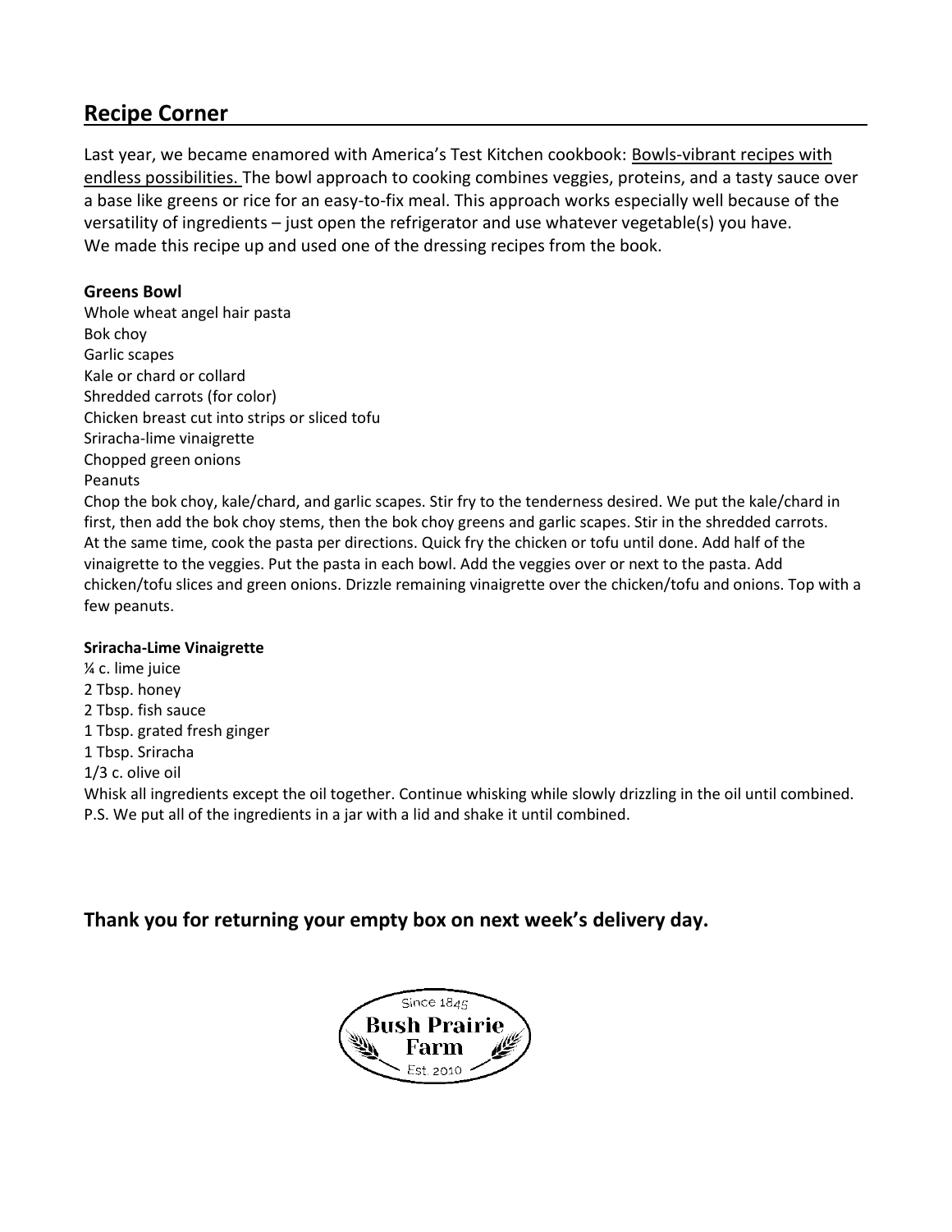## Recipe Corner

Last year, we became enamored with America's Test Kitchen cookbook: Bowls-vibrant recipes with endless possibilities. The bowl approach to cooking combines veggies, proteins, and a tasty sauce over a base like greens or rice for an easy-to-fix meal. This approach works especially well because of the versatility of ingredients – just open the refrigerator and use whatever vegetable(s) you have. We made this recipe up and used one of the dressing recipes from the book.

**Greens Bowl**

Whole wheat angel hair pasta
Bok choy
Garlic scapes
Kale or chard or collard
Shredded carrots (for color)
Chicken breast cut into strips or sliced tofu
Sriracha-lime vinaigrette
Chopped green onions
Peanuts

Chop the bok choy, kale/chard, and garlic scapes. Stir fry to the tenderness desired. We put the kale/chard in first, then add the bok choy stems, then the bok choy greens and garlic scapes. Stir in the shredded carrots. At the same time, cook the pasta per directions. Quick fry the chicken or tofu until done. Add half of the vinaigrette to the veggies. Put the pasta in each bowl. Add the veggies over or next to the pasta. Add chicken/tofu slices and green onions. Drizzle remaining vinaigrette over the chicken/tofu and onions. Top with a few peanuts.

**Sriracha-Lime Vinaigrette**

¼ c. lime juice
2 Tbsp. honey
2 Tbsp. fish sauce
1 Tbsp. grated fresh ginger
1 Tbsp. Sriracha
1/3 c. olive oil

Whisk all ingredients except the oil together. Continue whisking while slowly drizzling in the oil until combined.
P.S. We put all of the ingredients in a jar with a lid and shake it until combined.

### Thank you for returning your empty box on next week's delivery day.

Since 1845
Bush Prairie Farm
Est. 2010